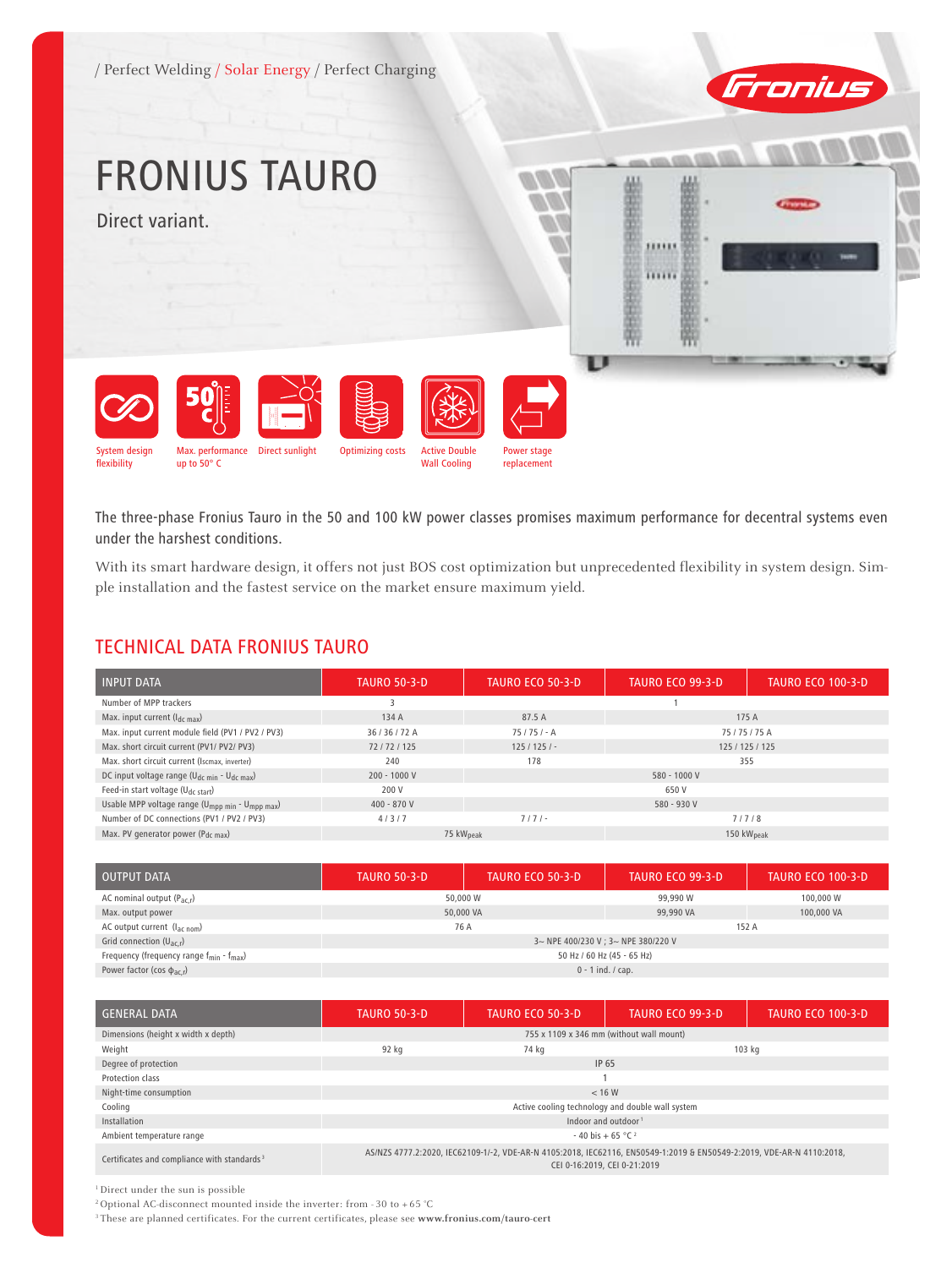/ Perfect Welding / Solar Energy / Perfect Charging

# FRONIUS TAURO

Direct variant.

System design flexibility | Max. performance up to 50° C | Direct sunlight | Optimizing costs | Active Double Wall Cooling | Power stage replacement

The three-phase Fronius Tauro in the 50 and 100 kW power classes promises maximum performance for decentral systems even under the harshest conditions.

With its smart hardware design, it offers not just BOS cost optimization but unprecedented flexibility in system design. Simple installation and the fastest service on the market ensure maximum yield.

## TECHNICAL DATA FRONIUS TAURO

| INPUT DATA | TAURO 50-3-D | TAURO ECO 50-3-D | TAURO ECO 99-3-D | TAURO ECO 100-3-D |
|---|---|---|---|---|
| Number of MPP trackers | 3 | 1 | | |
| Max. input current ($I_{dc\ max}$) | 134 A | 87.5 A | 175 A | |
| Max. input current module field (PV1 / PV2 / PV3) | 36 / 36 / 72 A | 75 / 75 / - A | 75 / 75 / 75 A | |
| Max. short circuit current (PV1/ PV2/ PV3) | 72 / 72 / 125 | 125 / 125 / - | 125 / 125 / 125 | |
| Max. short circuit current ($I_{scmax,\ inverter}$) | 240 | 178 | 355 | |
| DC input voltage range ($U_{dc\ min}$ - $U_{dc\ max}$) | 200 - 1000 V | 580 - 1000 V | | |
| Feed-in start voltage ($U_{dc\ start}$) | 200 V | 650 V | | |
| Usable MPP voltage range ($U_{mpp\ min}$ - $U_{mpp\ max}$) | 400 - 870 V | 580 - 930 V | | |
| Number of DC connections (PV1 / PV2 / PV3) | 4 / 3 / 7 | 7 / 7 / - | 7 / 7 / 8 | |
| Max. PV generator power ($P_{dc\ max}$) | 75 $kW_{peak}$ | | 150 $kW_{peak}$ | |

| OUTPUT DATA | TAURO 50-3-D | TAURO ECO 50-3-D | TAURO ECO 99-3-D | TAURO ECO 100-3-D |
|---|---|---|---|---|
| AC nominal output ($P_{ac,r}$) | 50,000 W | | 99,990 W | 100,000 W |
| Max. output power | 50,000 VA | | 99,990 VA | 100,000 VA |
| AC output current ($I_{ac\ nom}$) | 76 A | | 152 A | |
| Grid connection ($U_{ac,r}$) | 3~ NPE 400/230 V ; 3~ NPE 380/220 V | | | |
| Frequency (frequency range $f_{min}$ - $f_{max}$) | 50 Hz / 60 Hz (45 - 65 Hz) | | | |
| Power factor ($\cos \phi_{ac,r}$) | 0 - 1 ind. / cap. | | | |

| GENERAL DATA | TAURO 50-3-D | TAURO ECO 50-3-D | TAURO ECO 99-3-D | TAURO ECO 100-3-D |
|---|---|---|---|---|
| Dimensions (height x width x depth) | 755 x 1109 x 346 mm (without wall mount) | | | |
| Weight | 92 kg | 74 kg | 103 kg | |
| Degree of protection | IP 65 | | | |
| Protection class | 1 | | | |
| Night-time consumption | < 16 W | | | |
| Cooling | Active cooling technology and double wall system | | | |
| Installation | Indoor and outdoor [1] | | | |
| Ambient temperature range | - 40 bis + 65 °C [2] | | | |
| Certificates and compliance with standards [3] | AS/NZS 4777.2:2020, IEC62109-1/-2, VDE-AR-N 4105:2018, IEC62116, EN50549-1:2019 & EN50549-2:2019, VDE-AR-N 4110:2018, CEI 0-16:2019, CEI 0-21:2019 | | | |

[1] Direct under the sun is possible

[2] Optional AC-disconnect mounted inside the inverter: from - 30 to + 65 °C

[3] These are planned certificates. For the current certificates, please see **www.fronius.com/tauro-cert**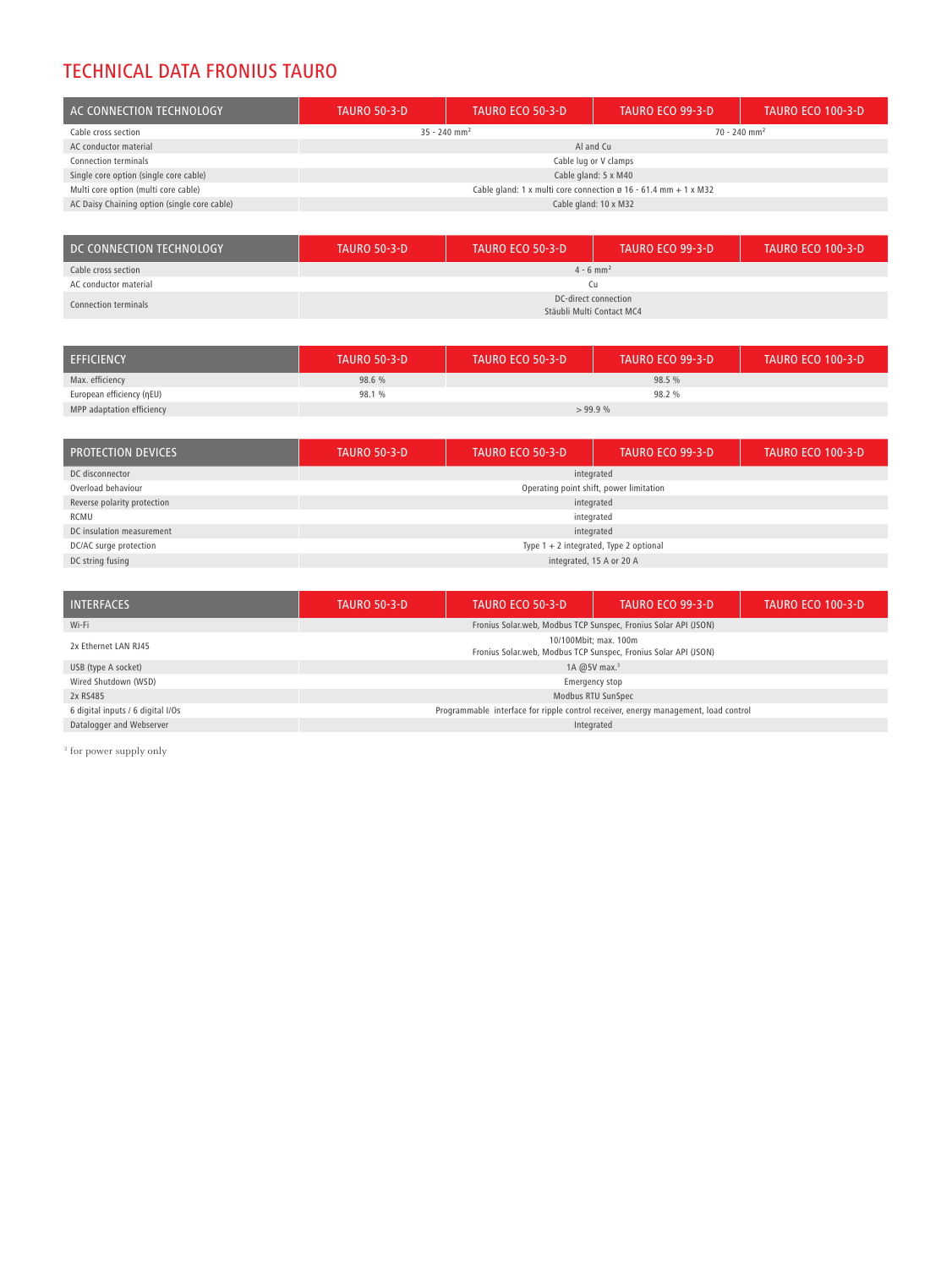# TECHNICAL DATA FRONIUS TAURO

| AC CONNECTION TECHNOLOGY | TAURO 50-3-D | TAURO ECO 50-3-D | TAURO ECO 99-3-D | TAURO ECO 100-3-D |
|---|---|---|---|---|
| Cable cross section | 35 - 240 mm² | | 70 - 240 mm² | |
| AC conductor material | Al and Cu | | | |
| Connection terminals | Cable lug or V clamps | | | |
| Single core option (single core cable) | Cable gland: 5 x M40 | | | |
| Multi core option (multi core cable) | Cable gland: 1 x multi core connection ø 16 - 61.4 mm + 1 x M32 | | | |
| AC Daisy Chaining option (single core cable) | Cable gland: 10 x M32 | | | |

| DC CONNECTION TECHNOLOGY | TAURO 50-3-D | TAURO ECO 50-3-D | TAURO ECO 99-3-D | TAURO ECO 100-3-D |
|---|---|---|---|---|
| Cable cross section | 4 - 6 mm² | | | |
| AC conductor material | Cu | | | |
| Connection terminals | DC-direct connection<br>Stäubli Multi Contact MC4 | | | |

| EFFICIENCY | TAURO 50-3-D | TAURO ECO 50-3-D | TAURO ECO 99-3-D | TAURO ECO 100-3-D |
|---|---|---|---|---|
| Max. efficiency | 98.6 % | 98.5 % | | |
| European efficiency (ηEU) | 98.1 % | 98.2 % | | |
| MPP adaptation efficiency | > 99.9 % | | | |

| PROTECTION DEVICES | TAURO 50-3-D | TAURO ECO 50-3-D | TAURO ECO 99-3-D | TAURO ECO 100-3-D |
|---|---|---|---|---|
| DC disconnector | integrated | | | |
| Overload behaviour | Operating point shift, power limitation | | | |
| Reverse polarity protection | integrated | | | |
| RCMU | integrated | | | |
| DC insulation measurement | integrated | | | |
| DC/AC surge protection | Type 1 + 2 integrated, Type 2 optional | | | |
| DC string fusing | integrated, 15 A or 20 A | | | |

| INTERFACES | TAURO 50-3-D | TAURO ECO 50-3-D | TAURO ECO 99-3-D | TAURO ECO 100-3-D |
|---|---|---|---|---|
| Wi-Fi | Fronius Solar.web, Modbus TCP Sunspec, Fronius Solar API (JSON) | | | |
| 2x Ethernet LAN RJ45 | 10/100Mbit; max. 100m<br>Fronius Solar.web, Modbus TCP Sunspec, Fronius Solar API (JSON) | | | |
| USB (type A socket) | 1A @5V max.[3] | | | |
| Wired Shutdown (WSD) | Emergency stop | | | |
| 2x RS485 | Modbus RTU SunSpec | | | |
| 6 digital inputs / 6 digital I/Os | Programmable interface for ripple control receiver, energy management, load control | | | |
| Datalogger and Webserver | Integrated | | | |

[3] for power supply only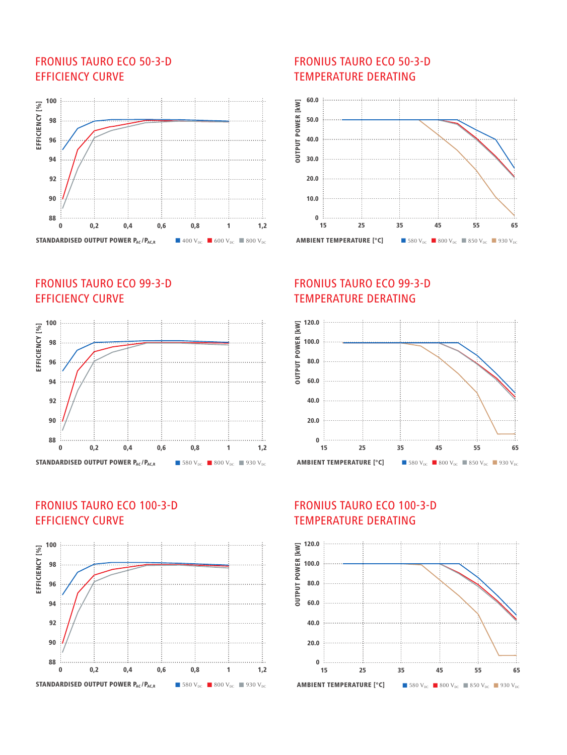## FRONIUS TAURO ECO 50-3-D EFFICIENCY CURVE

EFFICIENCY [%]

STANDARDISED OUTPUT POWER $P_{AC}/P_{AC,R}$ — 400 $V_{DC}$ | 600 $V_{DC}$ | 800 $V_{DC}$

## FRONIUS TAURO ECO 50-3-D TEMPERATURE DERATING

OUTPUT POWER [kW]

AMBIENT TEMPERATURE [°C] — 580 $V_{DC}$ | 800 $V_{DC}$ | 850 $V_{DC}$ | 930 $V_{DC}$

## FRONIUS TAURO ECO 99-3-D EFFICIENCY CURVE

EFFICIENCY [%]

STANDARDISED OUTPUT POWER $P_{AC}/P_{AC,R}$ — 580 $V_{DC}$ | 800 $V_{DC}$ | 930 $V_{DC}$

## FRONIUS TAURO ECO 99-3-D TEMPERATURE DERATING

OUTPUT POWER [kW]

AMBIENT TEMPERATURE [°C] — 580 $V_{DC}$ | 800 $V_{DC}$ | 850 $V_{DC}$ | 930 $V_{DC}$

## FRONIUS TAURO ECO 100-3-D EFFICIENCY CURVE

EFFICIENCY [%]

STANDARDISED OUTPUT POWER $P_{AC}/P_{AC,R}$ — 580 $V_{DC}$ | 800 $V_{DC}$ | 930 $V_{DC}$

## FRONIUS TAURO ECO 100-3-D TEMPERATURE DERATING

OUTPUT POWER [kW]

AMBIENT TEMPERATURE [°C] — 580 $V_{DC}$ | 800 $V_{DC}$ | 850 $V_{DC}$ | 930 $V_{DC}$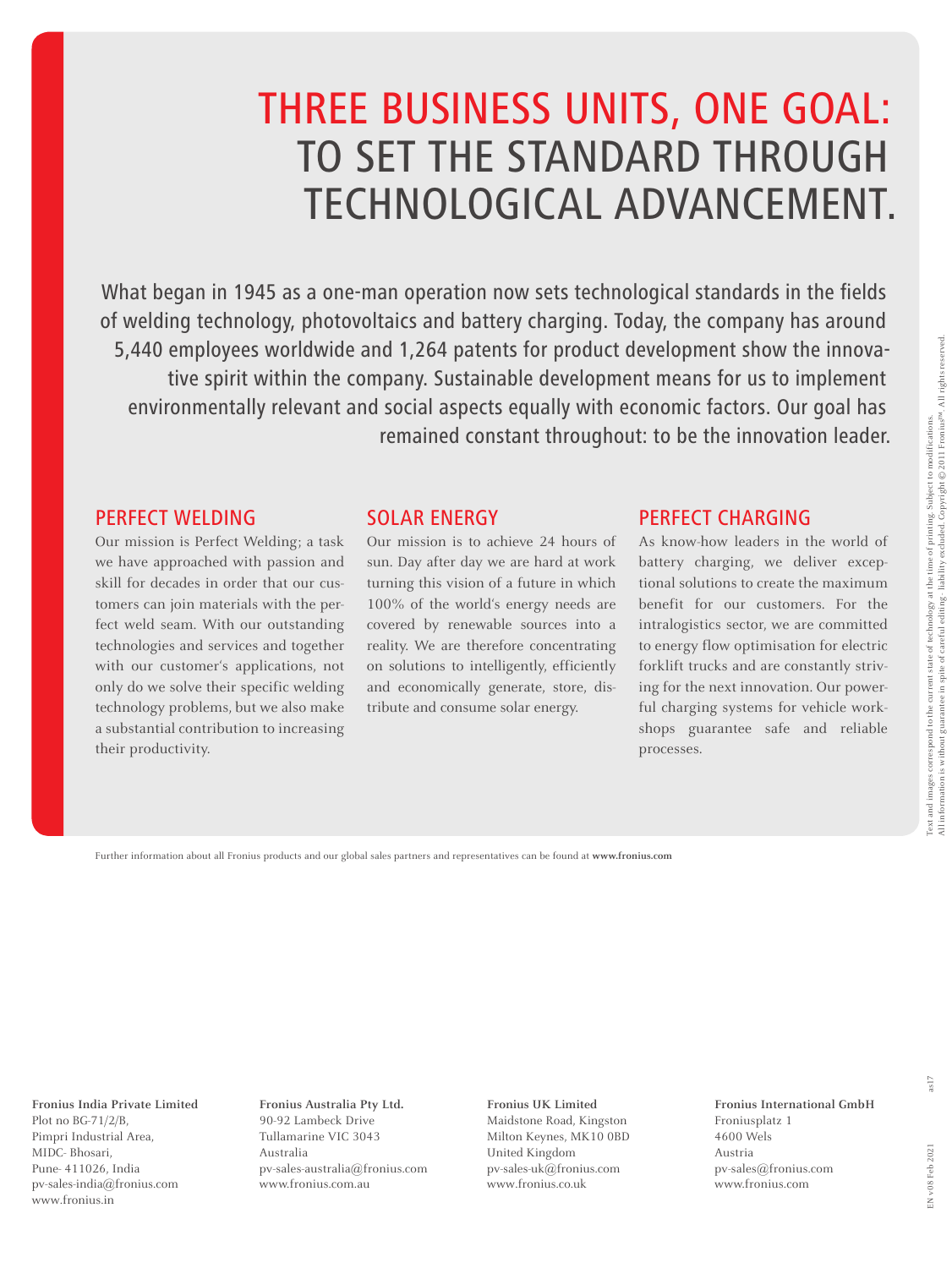# THREE BUSINESS UNITS, ONE GOAL: TO SET THE STANDARD THROUGH TECHNOLOGICAL ADVANCEMENT.

What began in 1945 as a one-man operation now sets technological standards in the fields of welding technology, photovoltaics and battery charging. Today, the company has around 5,440 employees worldwide and 1,264 patents for product development show the innovative spirit within the company. Sustainable development means for us to implement environmentally relevant and social aspects equally with economic factors. Our goal has remained constant throughout: to be the innovation leader.

## PERFECT WELDING

Our mission is Perfect Welding; a task we have approached with passion and skill for decades in order that our customers can join materials with the perfect weld seam. With our outstanding technologies and services and together with our customer's applications, not only do we solve their specific welding technology problems, but we also make a substantial contribution to increasing their productivity.

## SOLAR ENERGY

Our mission is to achieve 24 hours of sun. Day after day we are hard at work turning this vision of a future in which 100% of the world's energy needs are covered by renewable sources into a reality. We are therefore concentrating on solutions to intelligently, efficiently and economically generate, store, distribute and consume solar energy.

## PERFECT CHARGING

As know-how leaders in the world of battery charging, we deliver exceptional solutions to create the maximum benefit for our customers. For the intralogistics sector, we are committed to energy flow optimisation for electric forklift trucks and are constantly striving for the next innovation. Our powerful charging systems for vehicle workshops guarantee safe and reliable processes.

Further information about all Fronius products and our global sales partners and representatives can be found at **www.fronius.com**

Text and images correspond to the current state of technology at the time of printing. Subject to modifications.
All information is without guarantee in spite of careful editing - liability excluded. Copyright © 2011 Fronius™. All rights reserved.

**Fronius India Private Limited**
Plot no BG-71/2/B,
Pimpri Industrial Area,
MIDC- Bhosari,
Pune- 411026, India
pv-sales-india@fronius.com
www.fronius.in

**Fronius Australia Pty Ltd.**
90-92 Lambeck Drive
Tullamarine VIC 3043
Australia
pv-sales-australia@fronius.com
www.fronius.com.au

**Fronius UK Limited**
Maidstone Road, Kingston
Milton Keynes, MK10 0BD
United Kingdom
pv-sales-uk@fronius.com
www.fronius.co.uk

**Fronius International GmbH**
Froniusplatz 1
4600 Wels
Austria
pv-sales@fronius.com
www.fronius.com

EN v08 Feb 2021 as17